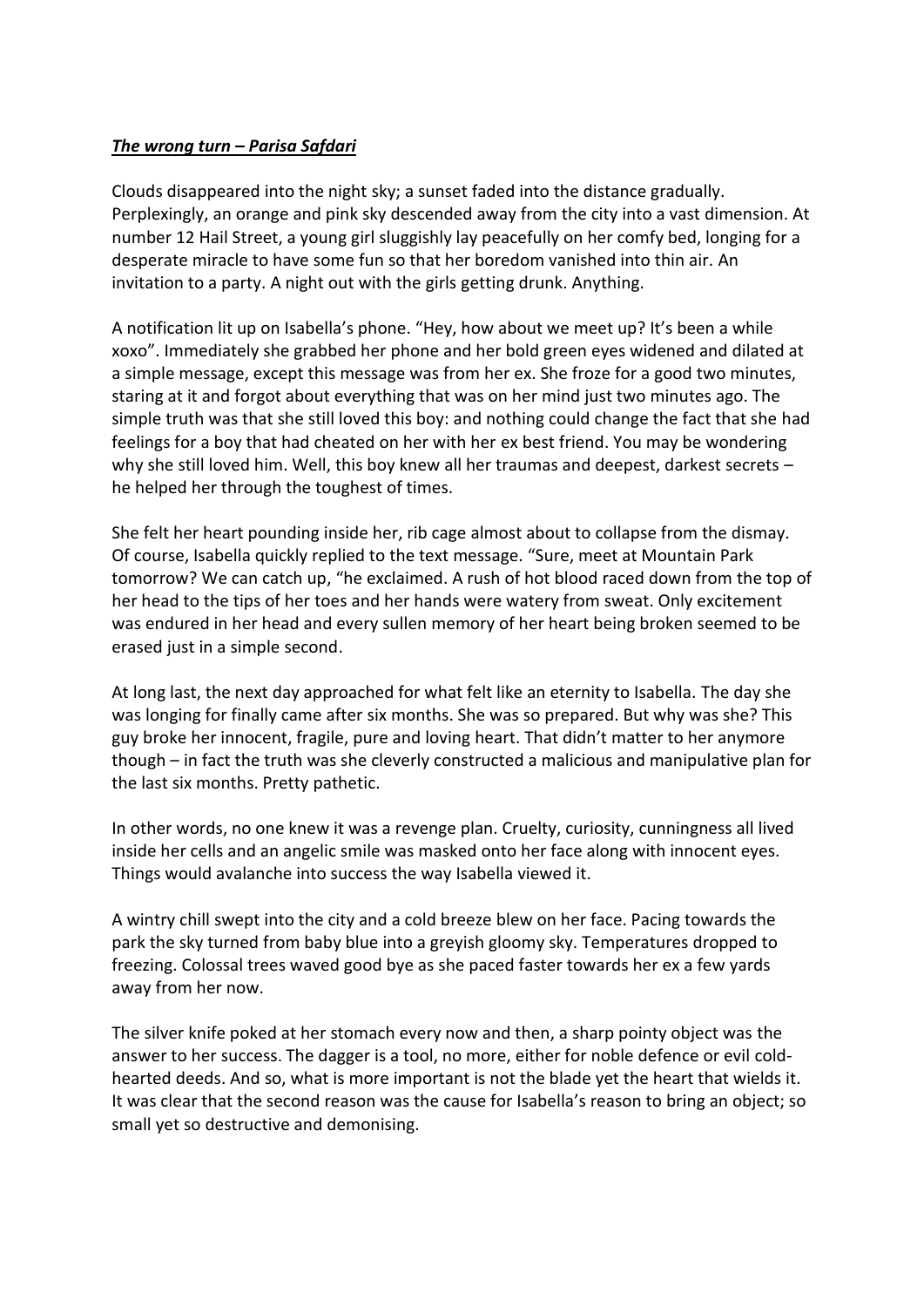***The wrong turn – Parisa Safdari***

Clouds disappeared into the night sky; a sunset faded into the distance gradually. Perplexingly, an orange and pink sky descended away from the city into a vast dimension. At number 12 Hail Street, a young girl sluggishly lay peacefully on her comfy bed, longing for a desperate miracle to have some fun so that her boredom vanished into thin air. An invitation to a party. A night out with the girls getting drunk. Anything.

A notification lit up on Isabella's phone. "Hey, how about we meet up? It's been a while xoxo". Immediately she grabbed her phone and her bold green eyes widened and dilated at a simple message, except this message was from her ex. She froze for a good two minutes, staring at it and forgot about everything that was on her mind just two minutes ago. The simple truth was that she still loved this boy: and nothing could change the fact that she had feelings for a boy that had cheated on her with her ex best friend. You may be wondering why she still loved him. Well, this boy knew all her traumas and deepest, darkest secrets – he helped her through the toughest of times.

She felt her heart pounding inside her, rib cage almost about to collapse from the dismay. Of course, Isabella quickly replied to the text message. "Sure, meet at Mountain Park tomorrow? We can catch up, "he exclaimed. A rush of hot blood raced down from the top of her head to the tips of her toes and her hands were watery from sweat. Only excitement was endured in her head and every sullen memory of her heart being broken seemed to be erased just in a simple second.

At long last, the next day approached for what felt like an eternity to Isabella. The day she was longing for finally came after six months. She was so prepared. But why was she? This guy broke her innocent, fragile, pure and loving heart. That didn't matter to her anymore though – in fact the truth was she cleverly constructed a malicious and manipulative plan for the last six months. Pretty pathetic.

In other words, no one knew it was a revenge plan. Cruelty, curiosity, cunningness all lived inside her cells and an angelic smile was masked onto her face along with innocent eyes. Things would avalanche into success the way Isabella viewed it.

A wintry chill swept into the city and a cold breeze blew on her face. Pacing towards the park the sky turned from baby blue into a greyish gloomy sky. Temperatures dropped to freezing. Colossal trees waved good bye as she paced faster towards her ex a few yards away from her now.

The silver knife poked at her stomach every now and then, a sharp pointy object was the answer to her success. The dagger is a tool, no more, either for noble defence or evil cold-hearted deeds. And so, what is more important is not the blade yet the heart that wields it. It was clear that the second reason was the cause for Isabella's reason to bring an object; so small yet so destructive and demonising.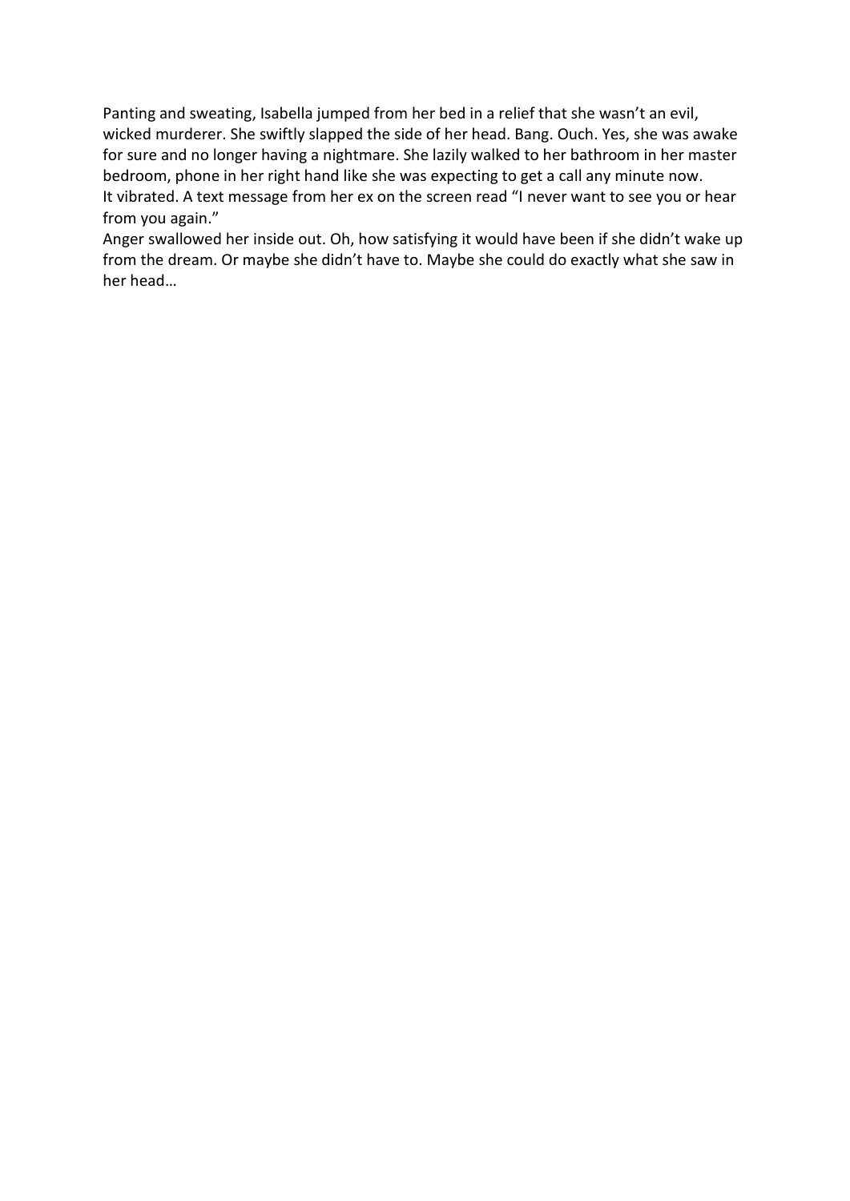Panting and sweating, Isabella jumped from her bed in a relief that she wasn't an evil, wicked murderer. She swiftly slapped the side of her head. Bang. Ouch. Yes, she was awake for sure and no longer having a nightmare. She lazily walked to her bathroom in her master bedroom, phone in her right hand like she was expecting to get a call any minute now.
It vibrated. A text message from her ex on the screen read "I never want to see you or hear from you again."
Anger swallowed her inside out. Oh, how satisfying it would have been if she didn't wake up from the dream. Or maybe she didn't have to. Maybe she could do exactly what she saw in her head…